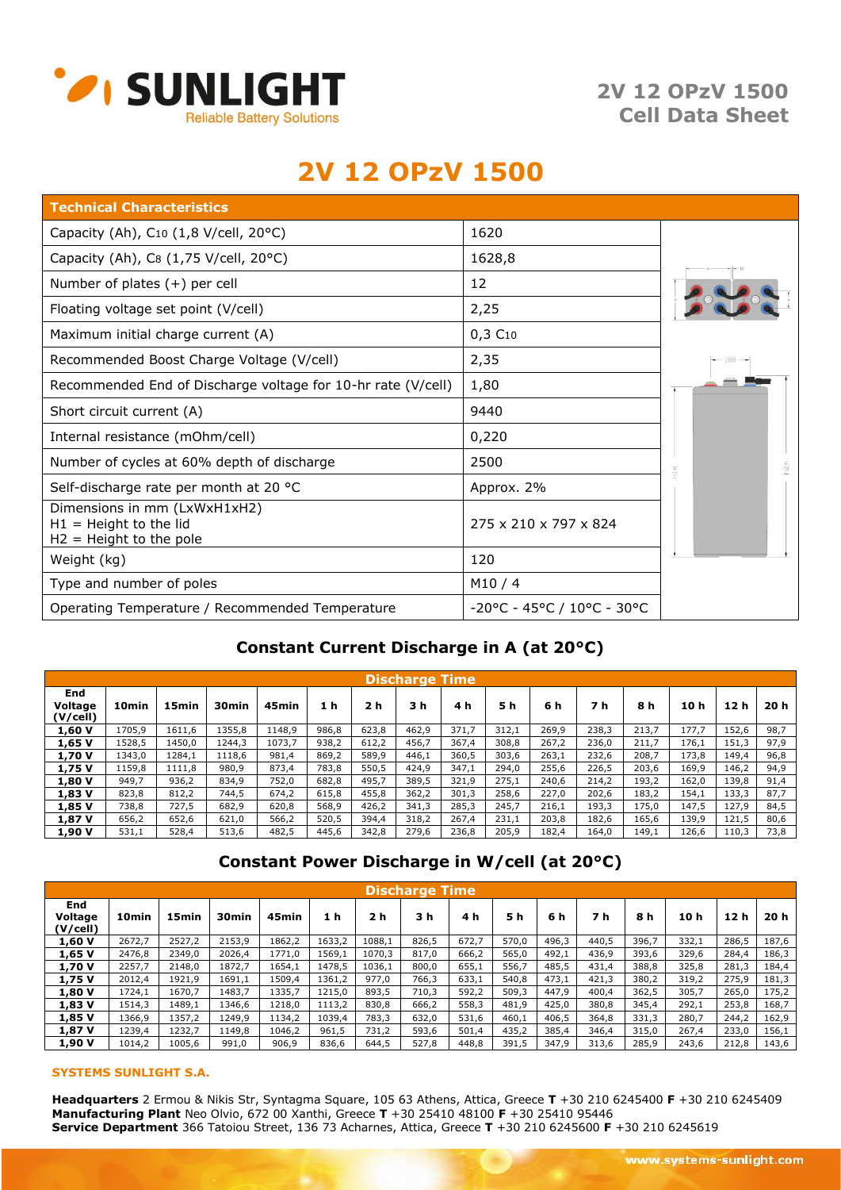# 2V 12 OPzV 1500

| Technical Characteristics | |
|---|---|
| Capacity (Ah), $C_{10}$ (1,8 V/cell, 20°C) | 1620 |
| Capacity (Ah), $C_8$ (1,75 V/cell, 20°C) | 1628,8 |
| Number of plates (+) per cell | 12 |
| Floating voltage set point (V/cell) | 2,25 |
| Maximum initial charge current (A) | 0,3 $C_{10}$ |
| Recommended Boost Charge Voltage (V/cell) | 2,35 |
| Recommended End of Discharge voltage for 10-hr rate (V/cell) | 1,80 |
| Short circuit current (A) | 9440 |
| Internal resistance (mOhm/cell) | 0,220 |
| Number of cycles at 60% depth of discharge | 2500 |
| Self-discharge rate per month at 20 °C | Approx. 2% |
| Dimensions in mm (LxWxH1xH2)<br>H1 = Height to the lid<br>H2 = Height to the pole | 275 x 210 x 797 x 824 |
| Weight (kg) | 120 |
| Type and number of poles | M10 / 4 |
| Operating Temperature / Recommended Temperature | -20°C - 45°C / 10°C - 30°C |

## Constant Current Discharge in A (at 20°C)

| End Voltage (V/cell) | 10min | 15min | 30min | 45min | 1 h | 2 h | 3 h | 4 h | 5 h | 6 h | 7 h | 8 h | 10 h | 12 h | 20 h |
|---|---|---|---|---|---|---|---|---|---|---|---|---|---|---|---|
| **1,60 V** | 1705,9 | 1611,6 | 1355,8 | 1148,9 | 986,8 | 623,8 | 462,9 | 371,7 | 312,1 | 269,9 | 238,3 | 213,7 | 177,7 | 152,6 | 98,7 |
| **1,65 V** | 1528,5 | 1450,0 | 1244,3 | 1073,7 | 938,2 | 612,2 | 456,7 | 367,4 | 308,8 | 267,2 | 236,0 | 211,7 | 176,1 | 151,3 | 97,9 |
| **1,70 V** | 1343,0 | 1284,1 | 1118,6 | 981,4 | 869,2 | 589,9 | 446,1 | 360,5 | 303,6 | 263,1 | 232,6 | 208,7 | 173,8 | 149,4 | 96,8 |
| **1,75 V** | 1159,8 | 1111,8 | 980,9 | 873,4 | 783,8 | 550,5 | 424,9 | 347,1 | 294,0 | 255,6 | 226,5 | 203,6 | 169,9 | 146,2 | 94,9 |
| **1,80 V** | 949,7 | 936,2 | 834,9 | 752,0 | 682,8 | 495,7 | 389,5 | 321,9 | 275,1 | 240,6 | 214,2 | 193,2 | 162,0 | 139,8 | 91,4 |
| **1,83 V** | 823,8 | 812,2 | 744,5 | 674,2 | 615,8 | 455,8 | 362,2 | 301,3 | 258,6 | 227,0 | 202,6 | 183,2 | 154,1 | 133,3 | 87,7 |
| **1,85 V** | 738,8 | 727,5 | 682,9 | 620,8 | 568,9 | 426,2 | 341,3 | 285,3 | 245,7 | 216,1 | 193,3 | 175,0 | 147,5 | 127,9 | 84,5 |
| **1,87 V** | 656,2 | 652,6 | 621,0 | 566,2 | 520,5 | 394,4 | 318,2 | 267,4 | 231,1 | 203,8 | 182,6 | 165,6 | 139,9 | 121,5 | 80,6 |
| **1,90 V** | 531,1 | 528,4 | 513,6 | 482,5 | 445,6 | 342,8 | 279,6 | 236,8 | 205,9 | 182,4 | 164,0 | 149,1 | 126,6 | 110,3 | 73,8 |

## Constant Power Discharge in W/cell (at 20°C)

| End Voltage (V/cell) | 10min | 15min | 30min | 45min | 1 h | 2 h | 3 h | 4 h | 5 h | 6 h | 7 h | 8 h | 10 h | 12 h | 20 h |
|---|---|---|---|---|---|---|---|---|---|---|---|---|---|---|---|
| **1,60 V** | 2672,7 | 2527,2 | 2153,9 | 1862,2 | 1633,2 | 1088,1 | 826,5 | 672,7 | 570,0 | 496,3 | 440,5 | 396,7 | 332,1 | 286,5 | 187,6 |
| **1,65 V** | 2476,8 | 2349,0 | 2026,4 | 1771,0 | 1569,1 | 1070,3 | 817,0 | 666,2 | 565,0 | 492,1 | 436,9 | 393,6 | 329,6 | 284,4 | 186,3 |
| **1,70 V** | 2257,7 | 2148,0 | 1872,7 | 1654,1 | 1478,5 | 1036,1 | 800,0 | 655,1 | 556,7 | 485,5 | 431,4 | 388,8 | 325,8 | 281,3 | 184,4 |
| **1,75 V** | 2012,4 | 1921,9 | 1691,1 | 1509,4 | 1361,2 | 977,0 | 766,3 | 633,1 | 540,8 | 473,1 | 421,3 | 380,2 | 319,2 | 275,9 | 181,3 |
| **1,80 V** | 1724,1 | 1670,7 | 1483,7 | 1335,7 | 1215,0 | 893,5 | 710,3 | 592,2 | 509,3 | 447,9 | 400,4 | 362,5 | 305,7 | 265,0 | 175,2 |
| **1,83 V** | 1514,3 | 1489,1 | 1346,6 | 1218,0 | 1113,2 | 830,8 | 666,2 | 558,3 | 481,9 | 425,0 | 380,8 | 345,4 | 292,1 | 253,8 | 168,7 |
| **1,85 V** | 1366,9 | 1357,2 | 1249,9 | 1134,2 | 1039,4 | 783,3 | 632,0 | 531,6 | 460,1 | 406,5 | 364,8 | 331,3 | 280,7 | 244,2 | 162,9 |
| **1,87 V** | 1239,4 | 1232,7 | 1149,8 | 1046,2 | 961,5 | 731,2 | 593,6 | 501,4 | 435,2 | 385,4 | 346,4 | 315,0 | 267,4 | 233,0 | 156,1 |
| **1,90 V** | 1014,2 | 1005,6 | 991,0 | 906,9 | 836,6 | 644,5 | 527,8 | 448,8 | 391,5 | 347,9 | 313,6 | 285,9 | 243,6 | 212,8 | 143,6 |

**SYSTEMS SUNLIGHT S.A.**

**Headquarters** 2 Ermou & Nikis Str, Syntagma Square, 105 63 Athens, Attica, Greece **T** +30 210 6245400 **F** +30 210 6245409
**Manufacturing Plant** Neo Olvio, 672 00 Xanthi, Greece **T** +30 25410 48100 **F** +30 25410 95446
**Service Department** 366 Tatoiou Street, 136 73 Acharnes, Attica, Greece **T** +30 210 6245600 **F** +30 210 6245619

www.systems-sunlight.com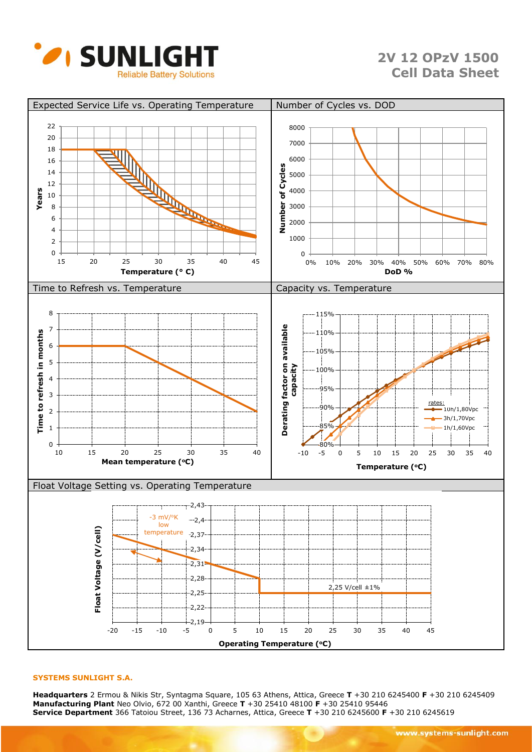# 2V 12 OPzV 1500 Cell Data Sheet

## Expected Service Life vs. Operating Temperature

Years

22
20
18
16
14
12
10
8
6
4
2
0

15 20 25 30 35 40 45

Temperature (° C)

## Number of Cycles vs. DOD

Number of Cycles

8000
7000
6000
5000
4000
3000
2000
1000
0

0% 10% 20% 30% 40% 50% 60% 70% 80%

DoD %

## Time to Refresh vs. Temperature

Time to refresh in months

8
7
6
5
4
3
2
1
0

10 15 20 25 30 35 40

Mean temperature (°C)

## Capacity vs. Temperature

Derating factor on available capacity

115%
110%
105%
100%
95%
90%
85%
80%

-10 -5 0 5 10 15 20 25 30 35 40

Temperature (°C)

rates:
10h/1,80Vpc
3h/1,70Vpc
1h/1,60Vpc

## Float Voltage Setting vs. Operating Temperature

Float Voltage (V/cell)

2,43
2,4
2,37
2,34
2,31
2,28
2,25
2,22
2,19

-3 mV/°K low temperature

2,25 V/cell ±1%

-20 -15 -10 -5 0 5 10 15 20 25 30 35 40 45

Operating Temperature (°C)

**SYSTEMS SUNLIGHT S.A.**

**Headquarters** 2 Ermou & Nikis Str, Syntagma Square, 105 63 Athens, Attica, Greece **T** +30 210 6245400 **F** +30 210 6245409
**Manufacturing Plant** Neo Olvio, 672 00 Xanthi, Greece **T** +30 25410 48100 **F** +30 25410 95446
**Service Department** 366 Tatoiou Street, 136 73 Acharnes, Attica, Greece **T** +30 210 6245600 **F** +30 210 6245619

www.systems-sunlight.com